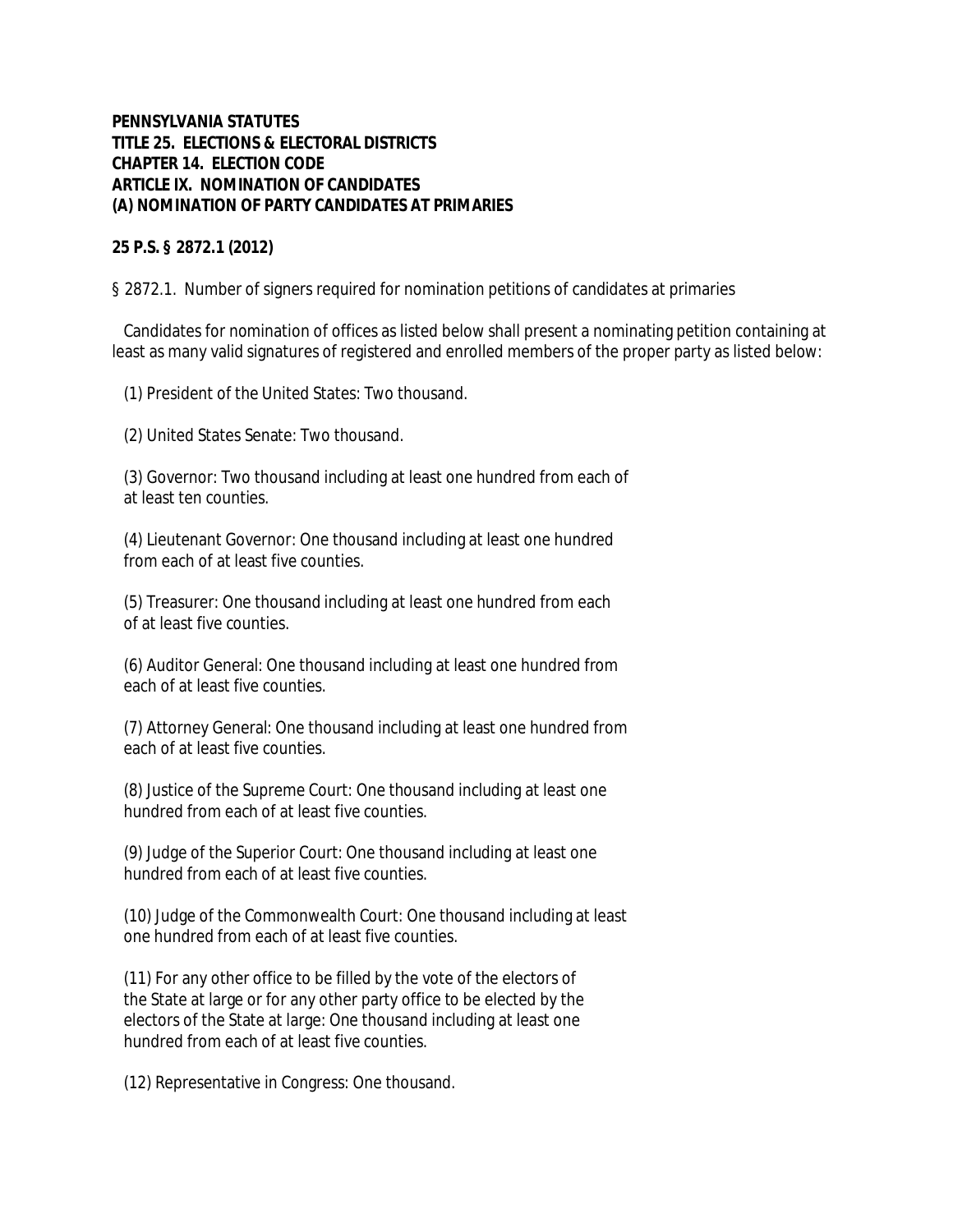**PENNSYLVANIA STATUTES**
**TITLE 25. ELECTIONS & ELECTORAL DISTRICTS**
**CHAPTER 14. ELECTION CODE**
**ARTICLE IX. NOMINATION OF CANDIDATES**
**(A) NOMINATION OF PARTY CANDIDATES AT PRIMARIES**

**25 P.S. § 2872.1 (2012)**

§ 2872.1. Number of signers required for nomination petitions of candidates at primaries

Candidates for nomination of offices as listed below shall present a nominating petition containing at least as many valid signatures of registered and enrolled members of the proper party as listed below:

(1) President of the United States: Two thousand.

(2) United States Senate: Two thousand.

(3) Governor: Two thousand including at least one hundred from each of at least ten counties.

(4) Lieutenant Governor: One thousand including at least one hundred from each of at least five counties.

(5) Treasurer: One thousand including at least one hundred from each of at least five counties.

(6) Auditor General: One thousand including at least one hundred from each of at least five counties.

(7) Attorney General: One thousand including at least one hundred from each of at least five counties.

(8) Justice of the Supreme Court: One thousand including at least one hundred from each of at least five counties.

(9) Judge of the Superior Court: One thousand including at least one hundred from each of at least five counties.

(10) Judge of the Commonwealth Court: One thousand including at least one hundred from each of at least five counties.

(11) For any other office to be filled by the vote of the electors of the State at large or for any other party office to be elected by the electors of the State at large: One thousand including at least one hundred from each of at least five counties.

(12) Representative in Congress: One thousand.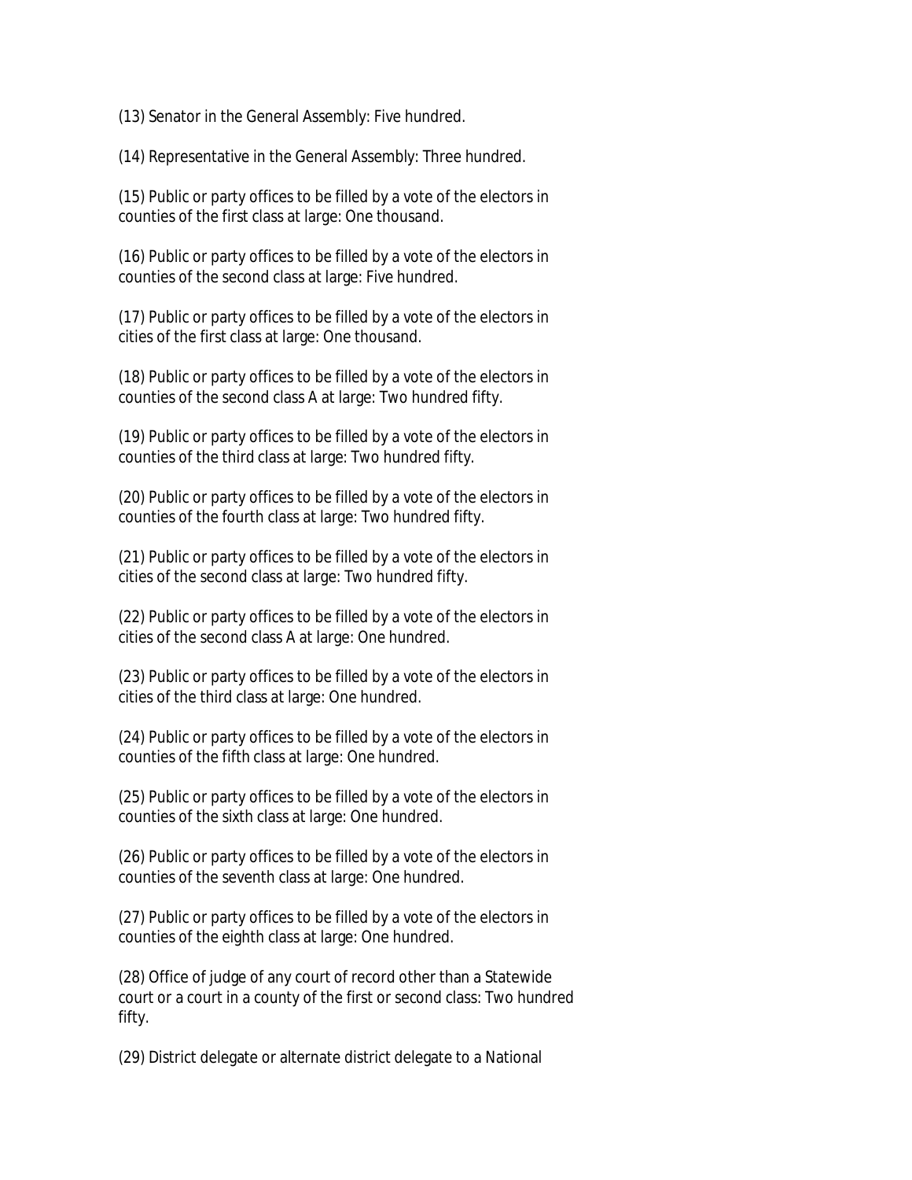(13) Senator in the General Assembly: Five hundred.

(14) Representative in the General Assembly: Three hundred.

(15) Public or party offices to be filled by a vote of the electors in counties of the first class at large: One thousand.

(16) Public or party offices to be filled by a vote of the electors in counties of the second class at large: Five hundred.

(17) Public or party offices to be filled by a vote of the electors in cities of the first class at large: One thousand.

(18) Public or party offices to be filled by a vote of the electors in counties of the second class A at large: Two hundred fifty.

(19) Public or party offices to be filled by a vote of the electors in counties of the third class at large: Two hundred fifty.

(20) Public or party offices to be filled by a vote of the electors in counties of the fourth class at large: Two hundred fifty.

(21) Public or party offices to be filled by a vote of the electors in cities of the second class at large: Two hundred fifty.

(22) Public or party offices to be filled by a vote of the electors in cities of the second class A at large: One hundred.

(23) Public or party offices to be filled by a vote of the electors in cities of the third class at large: One hundred.

(24) Public or party offices to be filled by a vote of the electors in counties of the fifth class at large: One hundred.

(25) Public or party offices to be filled by a vote of the electors in counties of the sixth class at large: One hundred.

(26) Public or party offices to be filled by a vote of the electors in counties of the seventh class at large: One hundred.

(27) Public or party offices to be filled by a vote of the electors in counties of the eighth class at large: One hundred.

(28) Office of judge of any court of record other than a Statewide court or a court in a county of the first or second class: Two hundred fifty.

(29) District delegate or alternate district delegate to a National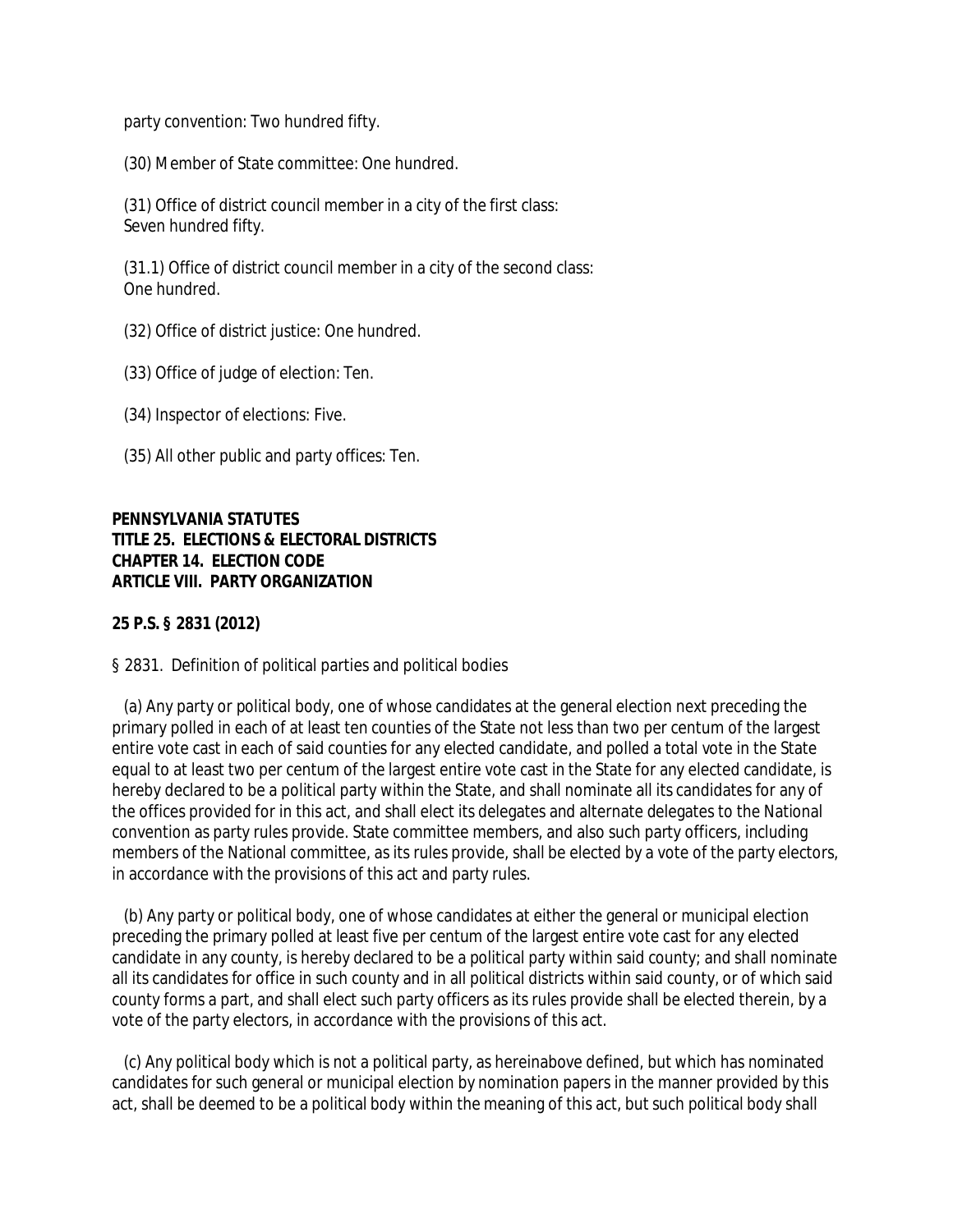party convention: Two hundred fifty.

(30) Member of State committee: One hundred.

(31) Office of district council member in a city of the first class: Seven hundred fifty.

(31.1) Office of district council member in a city of the second class: One hundred.

(32) Office of district justice: One hundred.

(33) Office of judge of election: Ten.

(34) Inspector of elections: Five.

(35) All other public and party offices: Ten.

**PENNSYLVANIA STATUTES**
**TITLE 25. ELECTIONS & ELECTORAL DISTRICTS**
**CHAPTER 14. ELECTION CODE**
**ARTICLE VIII. PARTY ORGANIZATION**

**25 P.S. § 2831 (2012)**

§ 2831. Definition of political parties and political bodies

(a) Any party or political body, one of whose candidates at the general election next preceding the primary polled in each of at least ten counties of the State not less than two per centum of the largest entire vote cast in each of said counties for any elected candidate, and polled a total vote in the State equal to at least two per centum of the largest entire vote cast in the State for any elected candidate, is hereby declared to be a political party within the State, and shall nominate all its candidates for any of the offices provided for in this act, and shall elect its delegates and alternate delegates to the National convention as party rules provide. State committee members, and also such party officers, including members of the National committee, as its rules provide, shall be elected by a vote of the party electors, in accordance with the provisions of this act and party rules.

(b) Any party or political body, one of whose candidates at either the general or municipal election preceding the primary polled at least five per centum of the largest entire vote cast for any elected candidate in any county, is hereby declared to be a political party within said county; and shall nominate all its candidates for office in such county and in all political districts within said county, or of which said county forms a part, and shall elect such party officers as its rules provide shall be elected therein, by a vote of the party electors, in accordance with the provisions of this act.

(c) Any political body which is not a political party, as hereinabove defined, but which has nominated candidates for such general or municipal election by nomination papers in the manner provided by this act, shall be deemed to be a political body within the meaning of this act, but such political body shall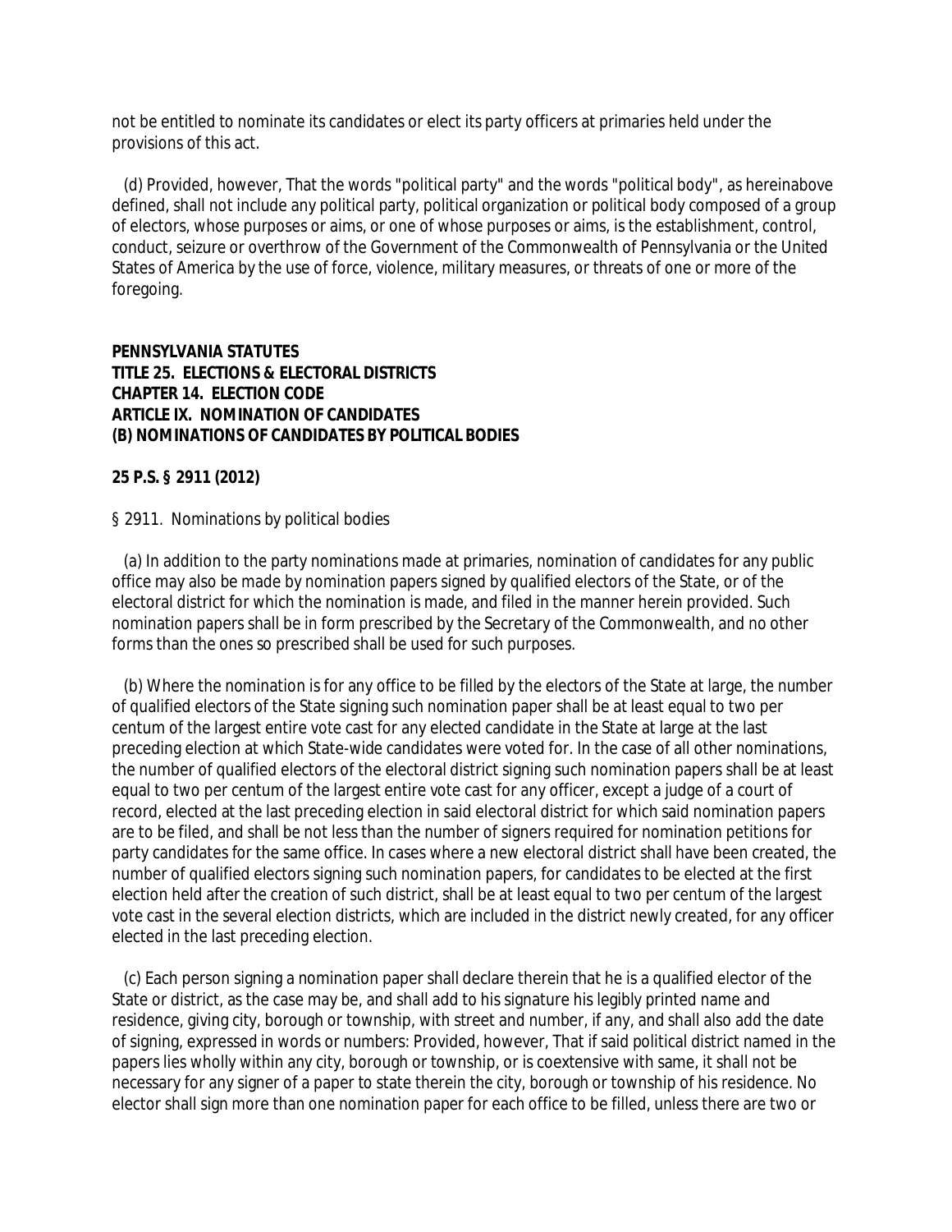not be entitled to nominate its candidates or elect its party officers at primaries held under the provisions of this act.

(d) Provided, however, That the words "political party" and the words "political body", as hereinabove defined, shall not include any political party, political organization or political body composed of a group of electors, whose purposes or aims, or one of whose purposes or aims, is the establishment, control, conduct, seizure or overthrow of the Government of the Commonwealth of Pennsylvania or the United States of America by the use of force, violence, military measures, or threats of one or more of the foregoing.

**PENNSYLVANIA STATUTES**
**TITLE 25. ELECTIONS & ELECTORAL DISTRICTS**
**CHAPTER 14. ELECTION CODE**
**ARTICLE IX. NOMINATION OF CANDIDATES**
**(B) NOMINATIONS OF CANDIDATES BY POLITICAL BODIES**

**25 P.S. § 2911 (2012)**

§ 2911. Nominations by political bodies

(a) In addition to the party nominations made at primaries, nomination of candidates for any public office may also be made by nomination papers signed by qualified electors of the State, or of the electoral district for which the nomination is made, and filed in the manner herein provided. Such nomination papers shall be in form prescribed by the Secretary of the Commonwealth, and no other forms than the ones so prescribed shall be used for such purposes.

(b) Where the nomination is for any office to be filled by the electors of the State at large, the number of qualified electors of the State signing such nomination paper shall be at least equal to two per centum of the largest entire vote cast for any elected candidate in the State at large at the last preceding election at which State-wide candidates were voted for. In the case of all other nominations, the number of qualified electors of the electoral district signing such nomination papers shall be at least equal to two per centum of the largest entire vote cast for any officer, except a judge of a court of record, elected at the last preceding election in said electoral district for which said nomination papers are to be filed, and shall be not less than the number of signers required for nomination petitions for party candidates for the same office. In cases where a new electoral district shall have been created, the number of qualified electors signing such nomination papers, for candidates to be elected at the first election held after the creation of such district, shall be at least equal to two per centum of the largest vote cast in the several election districts, which are included in the district newly created, for any officer elected in the last preceding election.

(c) Each person signing a nomination paper shall declare therein that he is a qualified elector of the State or district, as the case may be, and shall add to his signature his legibly printed name and residence, giving city, borough or township, with street and number, if any, and shall also add the date of signing, expressed in words or numbers: Provided, however, That if said political district named in the papers lies wholly within any city, borough or township, or is coextensive with same, it shall not be necessary for any signer of a paper to state therein the city, borough or township of his residence. No elector shall sign more than one nomination paper for each office to be filled, unless there are two or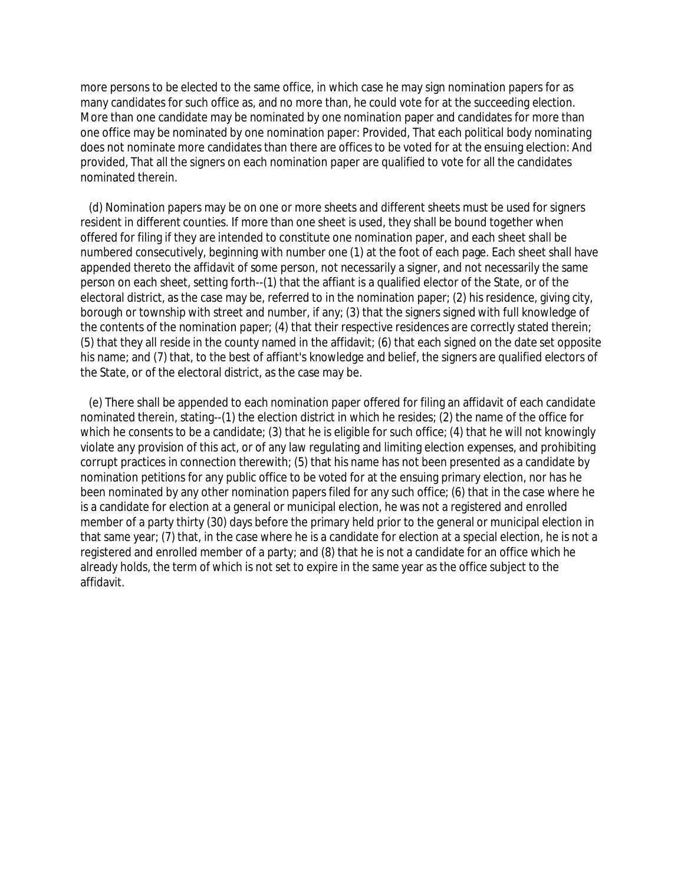more persons to be elected to the same office, in which case he may sign nomination papers for as many candidates for such office as, and no more than, he could vote for at the succeeding election. More than one candidate may be nominated by one nomination paper and candidates for more than one office may be nominated by one nomination paper: Provided, That each political body nominating does not nominate more candidates than there are offices to be voted for at the ensuing election: And provided, That all the signers on each nomination paper are qualified to vote for all the candidates nominated therein.

(d) Nomination papers may be on one or more sheets and different sheets must be used for signers resident in different counties. If more than one sheet is used, they shall be bound together when offered for filing if they are intended to constitute one nomination paper, and each sheet shall be numbered consecutively, beginning with number one (1) at the foot of each page. Each sheet shall have appended thereto the affidavit of some person, not necessarily a signer, and not necessarily the same person on each sheet, setting forth--(1) that the affiant is a qualified elector of the State, or of the electoral district, as the case may be, referred to in the nomination paper; (2) his residence, giving city, borough or township with street and number, if any; (3) that the signers signed with full knowledge of the contents of the nomination paper; (4) that their respective residences are correctly stated therein; (5) that they all reside in the county named in the affidavit; (6) that each signed on the date set opposite his name; and (7) that, to the best of affiant's knowledge and belief, the signers are qualified electors of the State, or of the electoral district, as the case may be.

(e) There shall be appended to each nomination paper offered for filing an affidavit of each candidate nominated therein, stating--(1) the election district in which he resides; (2) the name of the office for which he consents to be a candidate; (3) that he is eligible for such office; (4) that he will not knowingly violate any provision of this act, or of any law regulating and limiting election expenses, and prohibiting corrupt practices in connection therewith; (5) that his name has not been presented as a candidate by nomination petitions for any public office to be voted for at the ensuing primary election, nor has he been nominated by any other nomination papers filed for any such office; (6) that in the case where he is a candidate for election at a general or municipal election, he was not a registered and enrolled member of a party thirty (30) days before the primary held prior to the general or municipal election in that same year; (7) that, in the case where he is a candidate for election at a special election, he is not a registered and enrolled member of a party; and (8) that he is not a candidate for an office which he already holds, the term of which is not set to expire in the same year as the office subject to the affidavit.